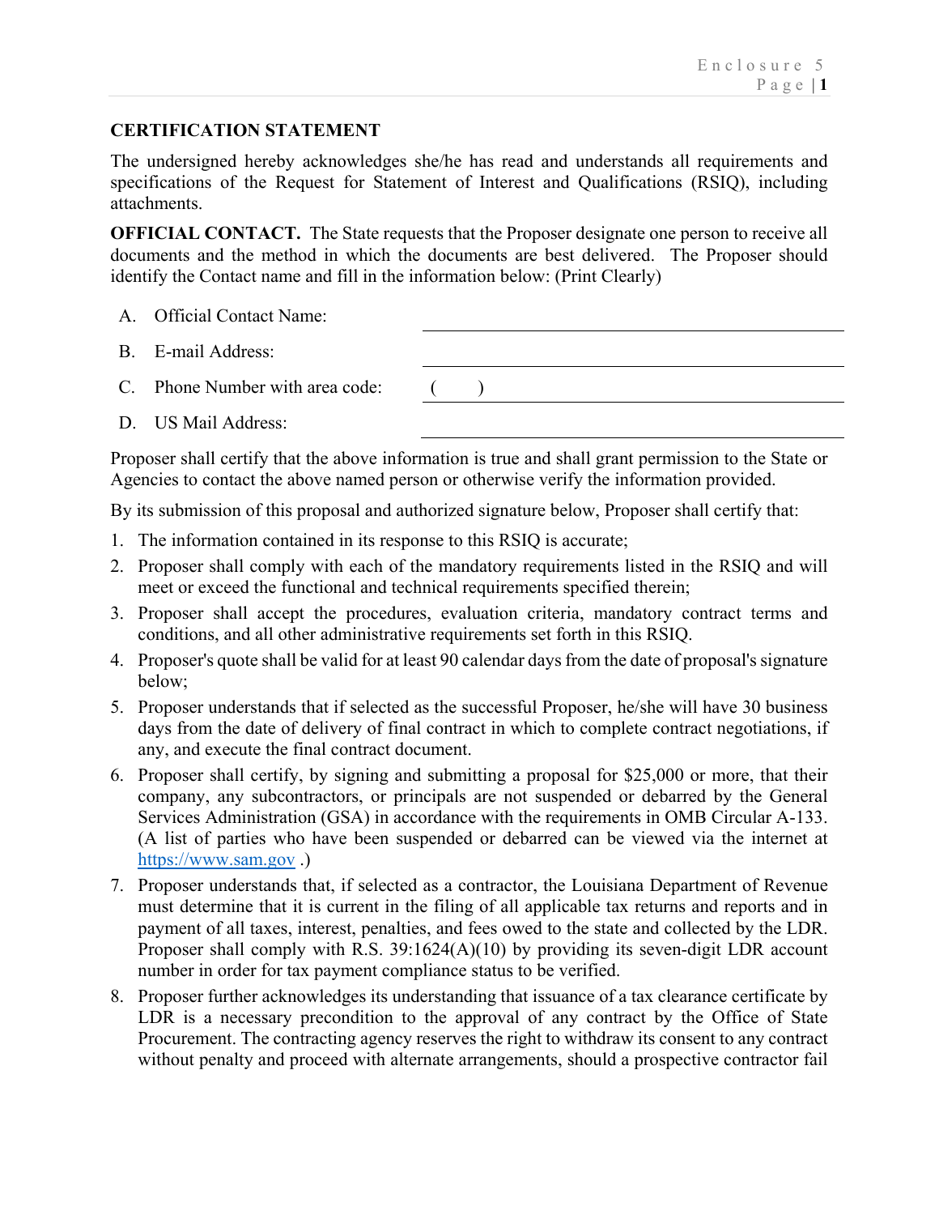## CERTIFICATION STATEMENT

The undersigned hereby acknowledges she/he has read and understands all requirements and specifications of the Request for Statement of Interest and Qualifications (RSIQ), including attachments.

**OFFICIAL CONTACT.** The State requests that the Proposer designate one person to receive all documents and the method in which the documents are best delivered. The Proposer should identify the Contact name and fill in the information below: (Print Clearly)

A. Official Contact Name: ______________________________

B. E-mail Address: ______________________________

C. Phone Number with area code: (      ) ______________________________

D. US Mail Address: ______________________________

Proposer shall certify that the above information is true and shall grant permission to the State or Agencies to contact the above named person or otherwise verify the information provided.

By its submission of this proposal and authorized signature below, Proposer shall certify that:

1. The information contained in its response to this RSIQ is accurate;
2. Proposer shall comply with each of the mandatory requirements listed in the RSIQ and will meet or exceed the functional and technical requirements specified therein;
3. Proposer shall accept the procedures, evaluation criteria, mandatory contract terms and conditions, and all other administrative requirements set forth in this RSIQ.
4. Proposer's quote shall be valid for at least 90 calendar days from the date of proposal's signature below;
5. Proposer understands that if selected as the successful Proposer, he/she will have 30 business days from the date of delivery of final contract in which to complete contract negotiations, if any, and execute the final contract document.
6. Proposer shall certify, by signing and submitting a proposal for $25,000 or more, that their company, any subcontractors, or principals are not suspended or debarred by the General Services Administration (GSA) in accordance with the requirements in OMB Circular A-133. (A list of parties who have been suspended or debarred can be viewed via the internet at https://www.sam.gov .)
7. Proposer understands that, if selected as a contractor, the Louisiana Department of Revenue must determine that it is current in the filing of all applicable tax returns and reports and in payment of all taxes, interest, penalties, and fees owed to the state and collected by the LDR. Proposer shall comply with R.S. 39:1624(A)(10) by providing its seven-digit LDR account number in order for tax payment compliance status to be verified.
8. Proposer further acknowledges its understanding that issuance of a tax clearance certificate by LDR is a necessary precondition to the approval of any contract by the Office of State Procurement. The contracting agency reserves the right to withdraw its consent to any contract without penalty and proceed with alternate arrangements, should a prospective contractor fail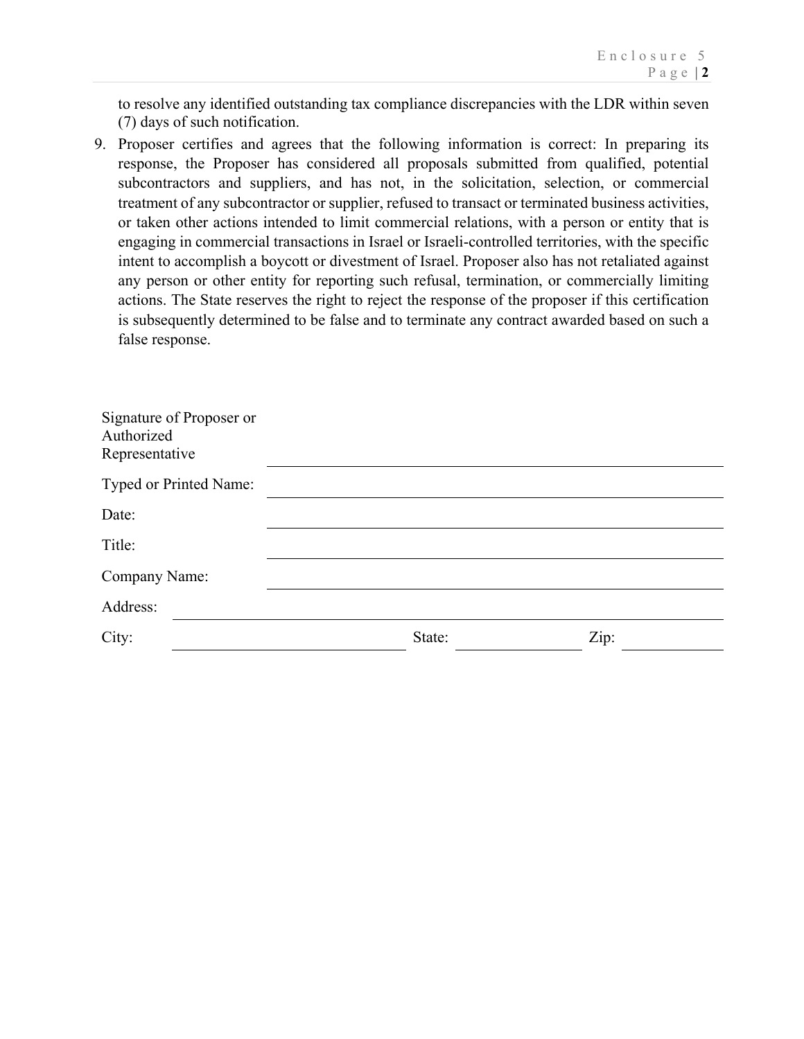to resolve any identified outstanding tax compliance discrepancies with the LDR within seven (7) days of such notification.

9. Proposer certifies and agrees that the following information is correct: In preparing its response, the Proposer has considered all proposals submitted from qualified, potential subcontractors and suppliers, and has not, in the solicitation, selection, or commercial treatment of any subcontractor or supplier, refused to transact or terminated business activities, or taken other actions intended to limit commercial relations, with a person or entity that is engaging in commercial transactions in Israel or Israeli-controlled territories, with the specific intent to accomplish a boycott or divestment of Israel. Proposer also has not retaliated against any person or other entity for reporting such refusal, termination, or commercially limiting actions. The State reserves the right to reject the response of the proposer if this certification is subsequently determined to be false and to terminate any contract awarded based on such a false response.

Signature of Proposer or Authorized Representative: ______________________________

Typed or Printed Name: ______________________________

Date: ______________________________

Title: ______________________________

Company Name: ______________________________

Address: ______________________________

City: ____________________ State: ____________ Zip: ____________